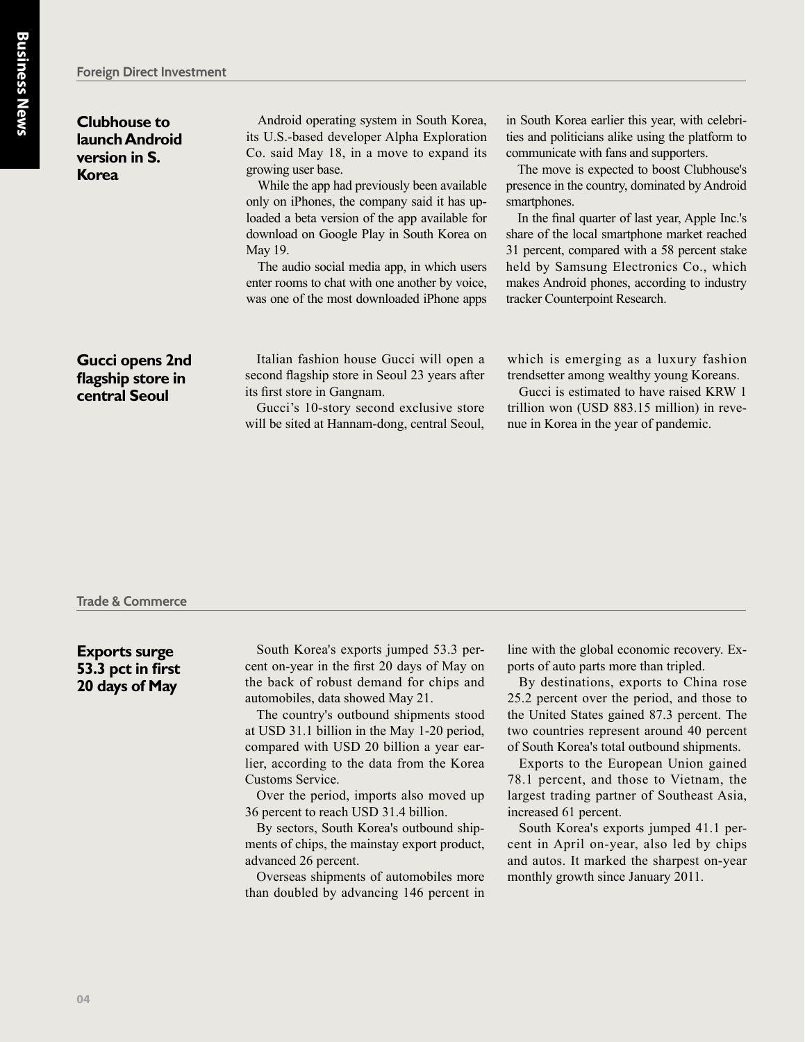## Foreign Direct Investment

### Clubhouse to launch Android version in S. Korea

Android operating system in South Korea, its U.S.-based developer Alpha Exploration Co. said May 18, in a move to expand its growing user base.

While the app had previously been available only on iPhones, the company said it has uploaded a beta version of the app available for download on Google Play in South Korea on May 19.

The audio social media app, in which users enter rooms to chat with one another by voice, was one of the most downloaded iPhone apps in South Korea earlier this year, with celebrities and politicians alike using the platform to communicate with fans and supporters.

The move is expected to boost Clubhouse's presence in the country, dominated by Android smartphones.

In the final quarter of last year, Apple Inc.'s share of the local smartphone market reached 31 percent, compared with a 58 percent stake held by Samsung Electronics Co., which makes Android phones, according to industry tracker Counterpoint Research.

### Gucci opens 2nd flagship store in central Seoul

Italian fashion house Gucci will open a second flagship store in Seoul 23 years after its first store in Gangnam.

Gucci's 10-story second exclusive store will be sited at Hannam-dong, central Seoul, which is emerging as a luxury fashion trendsetter among wealthy young Koreans.

Gucci is estimated to have raised KRW 1 trillion won (USD 883.15 million) in revenue in Korea in the year of pandemic.

## Trade & Commerce

### Exports surge 53.3 pct in first 20 days of May

South Korea's exports jumped 53.3 percent on-year in the first 20 days of May on the back of robust demand for chips and automobiles, data showed May 21.

The country's outbound shipments stood at USD 31.1 billion in the May 1-20 period, compared with USD 20 billion a year earlier, according to the data from the Korea Customs Service.

Over the period, imports also moved up 36 percent to reach USD 31.4 billion.

By sectors, South Korea's outbound shipments of chips, the mainstay export product, advanced 26 percent.

Overseas shipments of automobiles more than doubled by advancing 146 percent in line with the global economic recovery. Exports of auto parts more than tripled.

By destinations, exports to China rose 25.2 percent over the period, and those to the United States gained 87.3 percent. The two countries represent around 40 percent of South Korea's total outbound shipments.

Exports to the European Union gained 78.1 percent, and those to Vietnam, the largest trading partner of Southeast Asia, increased 61 percent.

South Korea's exports jumped 41.1 percent in April on-year, also led by chips and autos. It marked the sharpest on-year monthly growth since January 2011.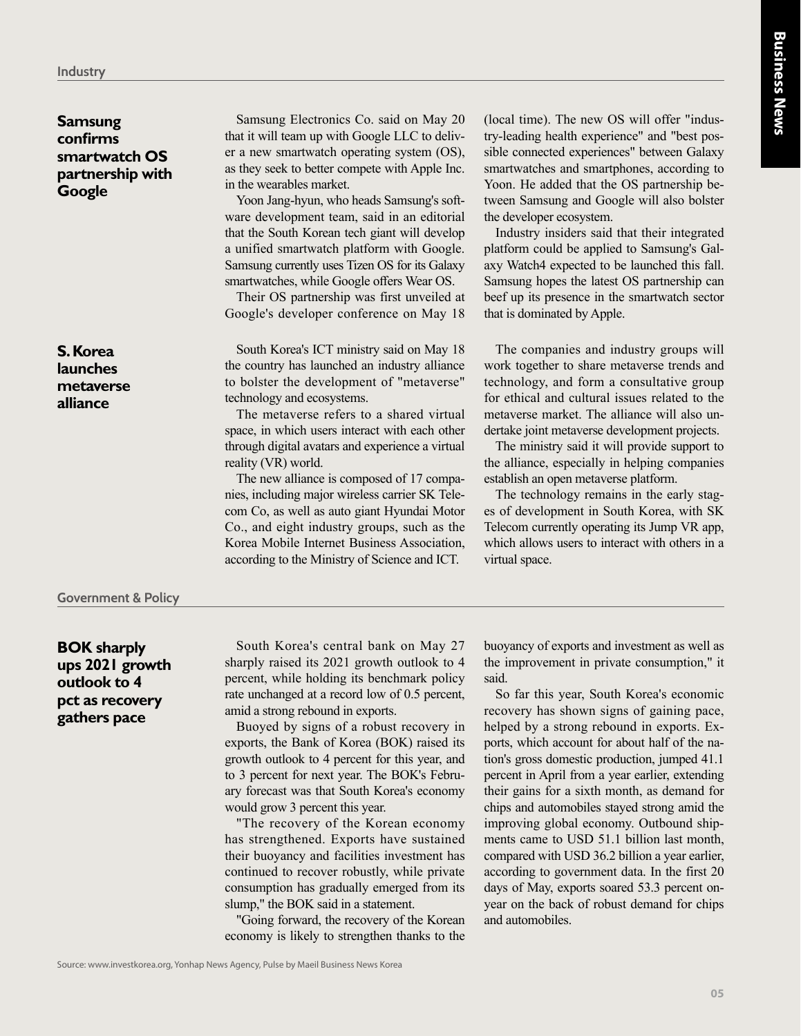## Industry

### Samsung confirms smartwatch OS partnership with Google

Samsung Electronics Co. said on May 20 that it will team up with Google LLC to deliver a new smartwatch operating system (OS), as they seek to better compete with Apple Inc. in the wearables market.

Yoon Jang-hyun, who heads Samsung's software development team, said in an editorial that the South Korean tech giant will develop a unified smartwatch platform with Google. Samsung currently uses Tizen OS for its Galaxy smartwatches, while Google offers Wear OS.

Their OS partnership was first unveiled at Google's developer conference on May 18 (local time). The new OS will offer "industry-leading health experience" and "best possible connected experiences" between Galaxy smartwatches and smartphones, according to Yoon. He added that the OS partnership between Samsung and Google will also bolster the developer ecosystem.

Industry insiders said that their integrated platform could be applied to Samsung's Galaxy Watch4 expected to be launched this fall. Samsung hopes the latest OS partnership can beef up its presence in the smartwatch sector that is dominated by Apple.

### S. Korea launches metaverse alliance

South Korea's ICT ministry said on May 18 the country has launched an industry alliance to bolster the development of "metaverse" technology and ecosystems.

The metaverse refers to a shared virtual space, in which users interact with each other through digital avatars and experience a virtual reality (VR) world.

The new alliance is composed of 17 companies, including major wireless carrier SK Telecom Co, as well as auto giant Hyundai Motor Co., and eight industry groups, such as the Korea Mobile Internet Business Association, according to the Ministry of Science and ICT.

The companies and industry groups will work together to share metaverse trends and technology, and form a consultative group for ethical and cultural issues related to the metaverse market. The alliance will also undertake joint metaverse development projects.

The ministry said it will provide support to the alliance, especially in helping companies establish an open metaverse platform.

The technology remains in the early stages of development in South Korea, with SK Telecom currently operating its Jump VR app, which allows users to interact with others in a virtual space.

## Government & Policy

### BOK sharply ups 2021 growth outlook to 4 pct as recovery gathers pace

South Korea's central bank on May 27 sharply raised its 2021 growth outlook to 4 percent, while holding its benchmark policy rate unchanged at a record low of 0.5 percent, amid a strong rebound in exports.

Buoyed by signs of a robust recovery in exports, the Bank of Korea (BOK) raised its growth outlook to 4 percent for this year, and to 3 percent for next year. The BOK's February forecast was that South Korea's economy would grow 3 percent this year.

"The recovery of the Korean economy has strengthened. Exports have sustained their buoyancy and facilities investment has continued to recover robustly, while private consumption has gradually emerged from its slump," the BOK said in a statement.

"Going forward, the recovery of the Korean economy is likely to strengthen thanks to the buoyancy of exports and investment as well as the improvement in private consumption," it said.

So far this year, South Korea's economic recovery has shown signs of gaining pace, helped by a strong rebound in exports. Exports, which account for about half of the nation's gross domestic production, jumped 41.1 percent in April from a year earlier, extending their gains for a sixth month, as demand for chips and automobiles stayed strong amid the improving global economy. Outbound shipments came to USD 51.1 billion last month, compared with USD 36.2 billion a year earlier, according to government data. In the first 20 days of May, exports soared 53.3 percent on-year on the back of robust demand for chips and automobiles.

Source: www.investkorea.org, Yonhap News Agency, Pulse by Maeil Business News Korea